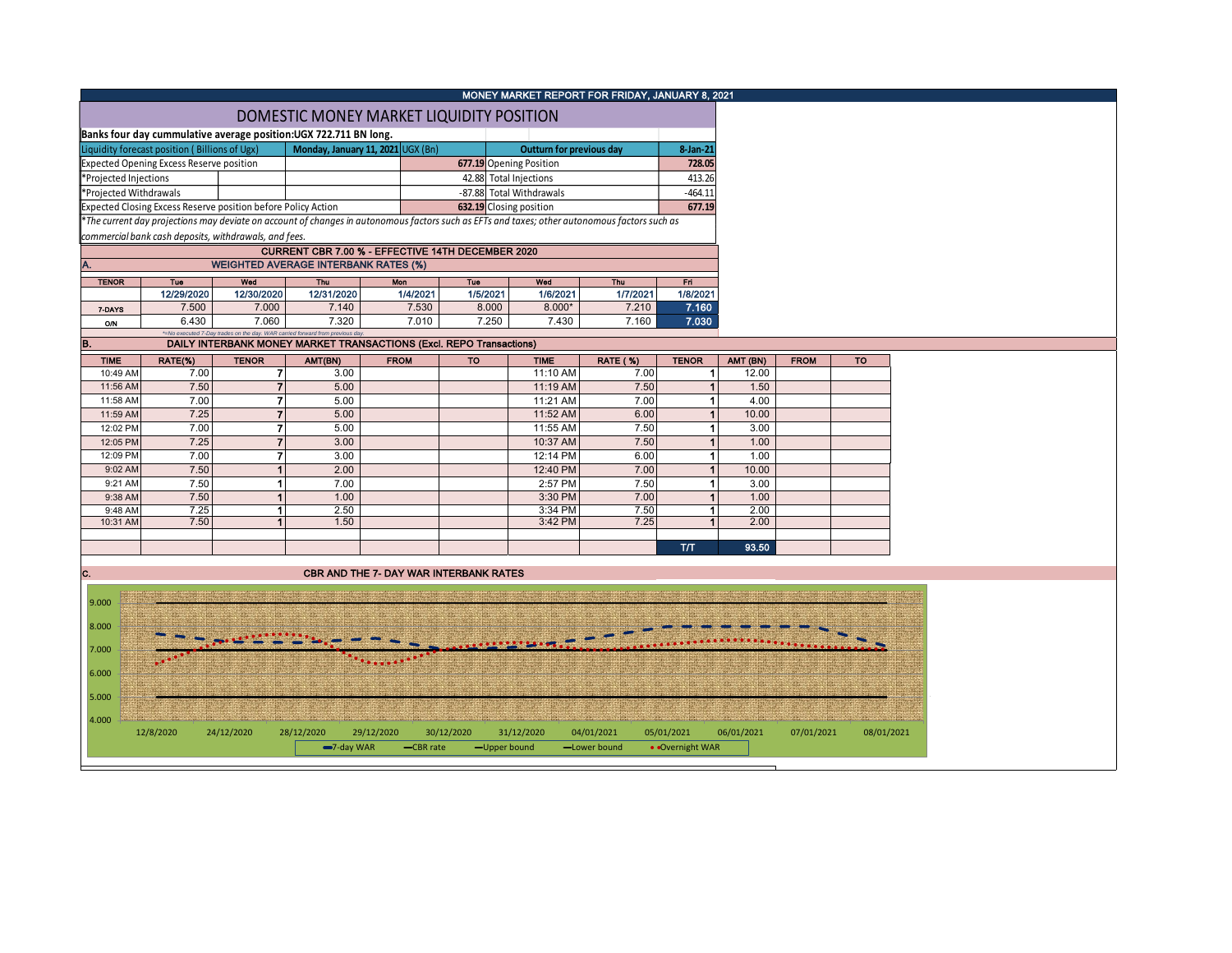# MONEY MARKET REPORT FOR FRIDAY, JANUARY 8, 2021

## DOMESTIC MONEY MARKET LIQUIDITY POSITION

**Banks four day cummulative average position:UGX 722.711 BN long.**

| Liquidity forecast position ( Billions of Ugx) | Monday, January 11, 2021 UGX (Bn) | Outturn for previous day | 8-Jan-21 |
|---|---|---|---|
| Expected Opening Excess Reserve position | 677.19 | Opening Position | 728.05 |
| *Projected Injections | 42.88 | Total Injections | 413.26 |
| *Projected Withdrawals | -87.88 | Total Withdrawals | -464.11 |
| Expected Closing Excess Reserve position before Policy Action | 632.19 | Closing position | 677.19 |

*The current day projections may deviate on account of changes in autonomous factors such as EFTs and taxes; other autonomous factors such as commercial bank cash deposits, withdrawals, and fees.

### CURRENT CBR 7.00 % - EFFECTIVE 14TH DECEMBER 2020

### A. WEIGHTED AVERAGE INTERBANK RATES (%)

| TENOR | Tue | Wed | Thu | Mon | Tue | Wed | Thu | Fri |
|---|---|---|---|---|---|---|---|---|
| | 12/29/2020 | 12/30/2020 | 12/31/2020 | 1/4/2021 | 1/5/2021 | 1/6/2021 | 1/7/2021 | 1/8/2021 |
| 7-DAYS | 7.500 | 7.000 | 7.140 | 7.530 | 8.000 | 8.000* | 7.210 | 7.160 |
| O/N | 6.430 | 7.060 | 7.320 | 7.010 | 7.250 | 7.430 | 7.160 | 7.030 |

*=No executed 7-Day trades on the day. WAR carried forward from previous day.

### B. DAILY INTERBANK MONEY MARKET TRANSACTIONS (Excl. REPO Transactions)

| TIME | RATE(%) | TENOR | AMT(BN) | FROM | TO | TIME | RATE ( %) | TENOR | AMT (BN) | FROM | TO |
|---|---|---|---|---|---|---|---|---|---|---|---|
| 10:49 AM | 7.00 | 7 | 3.00 | | | 11:10 AM | 7.00 | 1 | 12.00 | | |
| 11:56 AM | 7.50 | 7 | 5.00 | | | 11:19 AM | 7.50 | 1 | 1.50 | | |
| 11:58 AM | 7.00 | 7 | 5.00 | | | 11:21 AM | 7.00 | 1 | 4.00 | | |
| 11:59 AM | 7.25 | 7 | 5.00 | | | 11:52 AM | 6.00 | 1 | 10.00 | | |
| 12:02 PM | 7.00 | 7 | 5.00 | | | 11:55 AM | 7.50 | 1 | 3.00 | | |
| 12:05 PM | 7.25 | 7 | 3.00 | | | 10:37 AM | 7.50 | 1 | 1.00 | | |
| 12:09 PM | 7.00 | 7 | 3.00 | | | 12:14 PM | 6.00 | 1 | 1.00 | | |
| 9:02 AM | 7.50 | 1 | 2.00 | | | 12:40 PM | 7.00 | 1 | 10.00 | | |
| 9:21 AM | 7.50 | 1 | 7.00 | | | 2:57 PM | 7.50 | 1 | 3.00 | | |
| 9:38 AM | 7.50 | 1 | 1.00 | | | 3:30 PM | 7.00 | 1 | 1.00 | | |
| 9:48 AM | 7.25 | 1 | 2.50 | | | 3:34 PM | 7.50 | 1 | 2.00 | | |
| 10:31 AM | 7.50 | 1 | 1.50 | | | 3:42 PM | 7.25 | 1 | 2.00 | | |
| | | | | | | | | T/T | 93.50 | | |

### C. CBR AND THE 7- DAY WAR INTERBANK RATES

Chart: y-axis 4.000–9.000; x-axis 12/8/2020, 24/12/2020, 28/12/2020, 29/12/2020, 30/12/2020, 31/12/2020, 04/01/2021, 05/01/2021, 06/01/2021, 07/01/2021, 08/01/2021. Legend: 7-day WAR, CBR rate, Upper bound, Lower bound, Overnight WAR.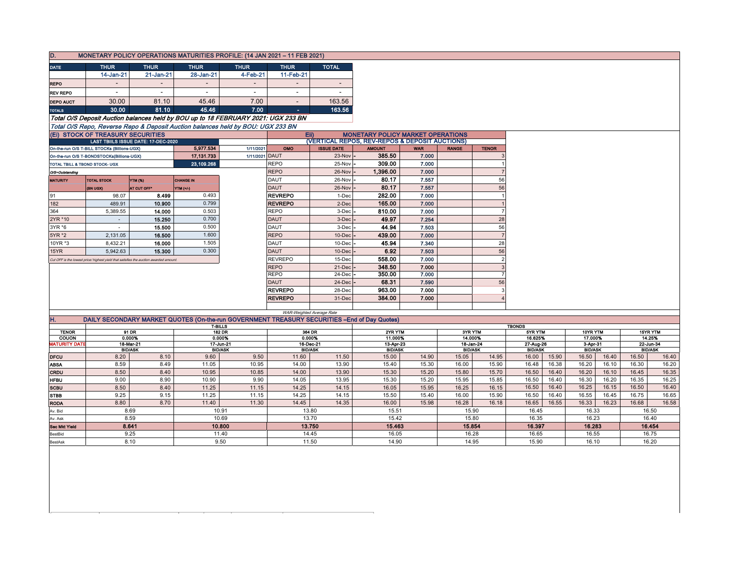## D. MONETARY POLICY OPERATIONS MATURITIES PROFILE: (14 JAN 2021 – 11 FEB 2021)

| DATE | THUR | THUR | THUR | THUR | THUR | TOTAL |
|---|---|---|---|---|---|---|
| | 14-Jan-21 | 21-Jan-21 | 28-Jan-21 | 4-Feb-21 | 11-Feb-21 | |
| REPO | - | - | - | - | - | - |
| REV REPO | - | - | - | - | - | - |
| DEPO AUCT | 30.00 | 81.10 | 45.46 | 7.00 | - | 163.56 |
| TOTALS | 30.00 | 81.10 | 45.46 | 7.00 | - | 163.56 |

*Total O/S Deposit Auction balances held by BOU up to 18 FEBRUARY 2021: UGX 233 BN*

*Total O/S Repo, Reverse Repo & Deposit Auction balances held by BOU: UGX 233 BN*

## (Ei) STOCK OF TREASURY SECURITIES

| LAST TBIILS ISSUE DATE: 17-DEC-2020 | | |
|---|---|---|
| On-the-run O/S T-BILL STOCKs (Billions-UGX) | 5,977.534 | 1/11/2021 |
| On-the-run O/S T-BONDSTOCKs(Billions-UGX) | 17,131.733 | 1/11/2021 |
| TOTAL TBILL & TBOND STOCK- UGX | 23,109.268 | |

*O/S=Outstanding*

| MATURITY | TOTAL STOCK (BN UGX) | YTM (%) AT CUT OFF* | CHANGE IN YTM (+/-) |
|---|---|---|---|
| 91 | 98.07 | 8.499 | 0.493 |
| 182 | 489.91 | 10.900 | 0.799 |
| 364 | 5,389.55 | 14.000 | 0.503 |
| 2YR *10 | - | 15.250 | 0.700 |
| 3YR *6 | - | 15.500 | 0.500 |
| 5YR *2 | 2,131.05 | 16.500 | 1.600 |
| 10YR *3 | 8,432.21 | 16.000 | 1.505 |
| 15YR | 5,942.63 | 15.300 | 0.300 |

*Cut OFF is the lowest price/ highest yield that satisfies the auction awarded amount.*

## Eii) MONETARY POLICY MARKET OPERATIONS (VERTICAL REPOS, REV-REPOS & DEPOSIT AUCTIONS)

| OMO | ISSUE DATE | AMOUNT | WAR | RANGE | TENOR |
|---|---|---|---|---|---|
| DAUT | 23-Nov - | 385.50 | 7.000 | | 3 |
| REPO | 25-Nov - | 309.00 | 7.000 | | 1 |
| REPO | 26-Nov - | 1,396.00 | 7.000 | | 7 |
| DAUT | 26-Nov - | 80.17 | 7.557 | | 56 |
| DAUT | 26-Nov - | 80.17 | 7.557 | | 56 |
| REVREPO | 1-Dec | 282.00 | 7.000 | | 1 |
| REVREPO | 2-Dec | 165.00 | 7.000 | | 1 |
| REPO | 3-Dec - | 810.00 | 7.000 | | 7 |
| DAUT | 3-Dec - | 49.97 | 7.254 | | 28 |
| DAUT | 3-Dec - | 44.94 | 7.503 | | 56 |
| REPO | 10-Dec - | 439.00 | 7.000 | | 7 |
| DAUT | 10-Dec - | 45.94 | 7.340 | | 28 |
| DAUT | 10-Dec - | 6.92 | 7.503 | | 56 |
| REVREPO | 15-Dec | 558.00 | 7.000 | | 2 |
| REPO | 21-Dec - | 348.50 | 7.000 | | 3 |
| REPO | 24-Dec - | 350.00 | 7.000 | | 7 |
| DAUT | 24-Dec - | 68.31 | 7.590 | | 56 |
| REVREPO | 28-Dec | 963.00 | 7.000 | | 3 |
| REVREPO | 31-Dec | 384.00 | 7.000 | | 4 |

*WAR-Weighted Average Rate*

## H. DAILY SECONDARY MARKET QUOTES (On-the-run GOVERNMENT TREASURY SECURITIES –End of Day Quotes)

| TENOR | T-BILLS 91 DR | | 182 DR | | 364 DR | | TBONDS 2YR YTM | | 3YR YTM | | 5YR YTM | | 10YR YTM | | 15YR YTM | |
|---|---|---|---|---|---|---|---|---|---|---|---|---|---|---|---|---|
| COUON | 0.000% | | 0.000% | | 0.000% | | 11.000% | | 14.000% | | 16.625% | | 17.000% | | 14.25% | |
| MATURITY DATE | 18-Mar-21 | | 17-Jun-21 | | 16-Dec-21 | | 13-Apr-23 | | 18-Jan-24 | | 27-Aug-26 | | 3-Apr-31 | | 22-Jun-34 | |
| | BID/ASK | | BID/ASK | | BID/ASK | | BID/ASK | | BID/ASK | | BID/ASK | | BID/ASK | | BID/ASK | |
| DFCU | 8.20 | 8.10 | 9.60 | 9.50 | 11.60 | 11.50 | 15.00 | 14.90 | 15.05 | 14.95 | 16.00 | 15.90 | 16.50 | 16.40 | 16.50 | 16.40 |
| ABSA | 8.59 | 8.49 | 11.05 | 10.95 | 14.00 | 13.90 | 15.40 | 15.30 | 16.00 | 15.90 | 16.48 | 16.38 | 16.20 | 16.10 | 16.30 | 16.20 |
| CRDU | 8.50 | 8.40 | 10.95 | 10.85 | 14.00 | 13.90 | 15.30 | 15.20 | 15.80 | 15.70 | 16.50 | 16.40 | 16.20 | 16.10 | 16.45 | 16.35 |
| HFBU | 9.00 | 8.90 | 10.90 | 9.90 | 14.05 | 13.95 | 15.30 | 15.20 | 15.95 | 15.85 | 16.50 | 16.40 | 16.30 | 16.20 | 16.35 | 16.25 |
| SCBU | 8.50 | 8.40 | 11.25 | 11.15 | 14.25 | 14.15 | 16.05 | 15.95 | 16.25 | 16.15 | 16.50 | 16.40 | 16.25 | 16.15 | 16.50 | 16.40 |
| STBB | 9.25 | 9.15 | 11.25 | 11.15 | 14.25 | 14.15 | 15.50 | 15.40 | 16.00 | 15.90 | 16.50 | 16.40 | 16.55 | 16.45 | 16.75 | 16.65 |
| RODA | 8.80 | 8.70 | 11.40 | 11.30 | 14.45 | 14.35 | 16.00 | 15.98 | 16.28 | 16.18 | 16.65 | 16.55 | 16.33 | 16.23 | 16.68 | 16.58 |
| Av. Bid | 8.69 | | 10.91 | | 13.80 | | 15.51 | | 15.90 | | 16.45 | | 16.33 | | 16.50 | |
| Av. Ask | 8.59 | | 10.69 | | 13.70 | | 15.42 | | 15.80 | | 16.35 | | 16.23 | | 16.40 | |
| Sec Mkt Yield | 8.641 | | 10.800 | | 13.750 | | 15.463 | | 15.854 | | 16.397 | | 16.283 | | 16.454 | |
| BestBid | 9.25 | | 11.40 | | 14.45 | | 16.05 | | 16.28 | | 16.65 | | 16.55 | | 16.75 | |
| BestAsk | 8.10 | | 9.50 | | 11.50 | | 14.90 | | 14.95 | | 15.90 | | 16.10 | | 16.20 | |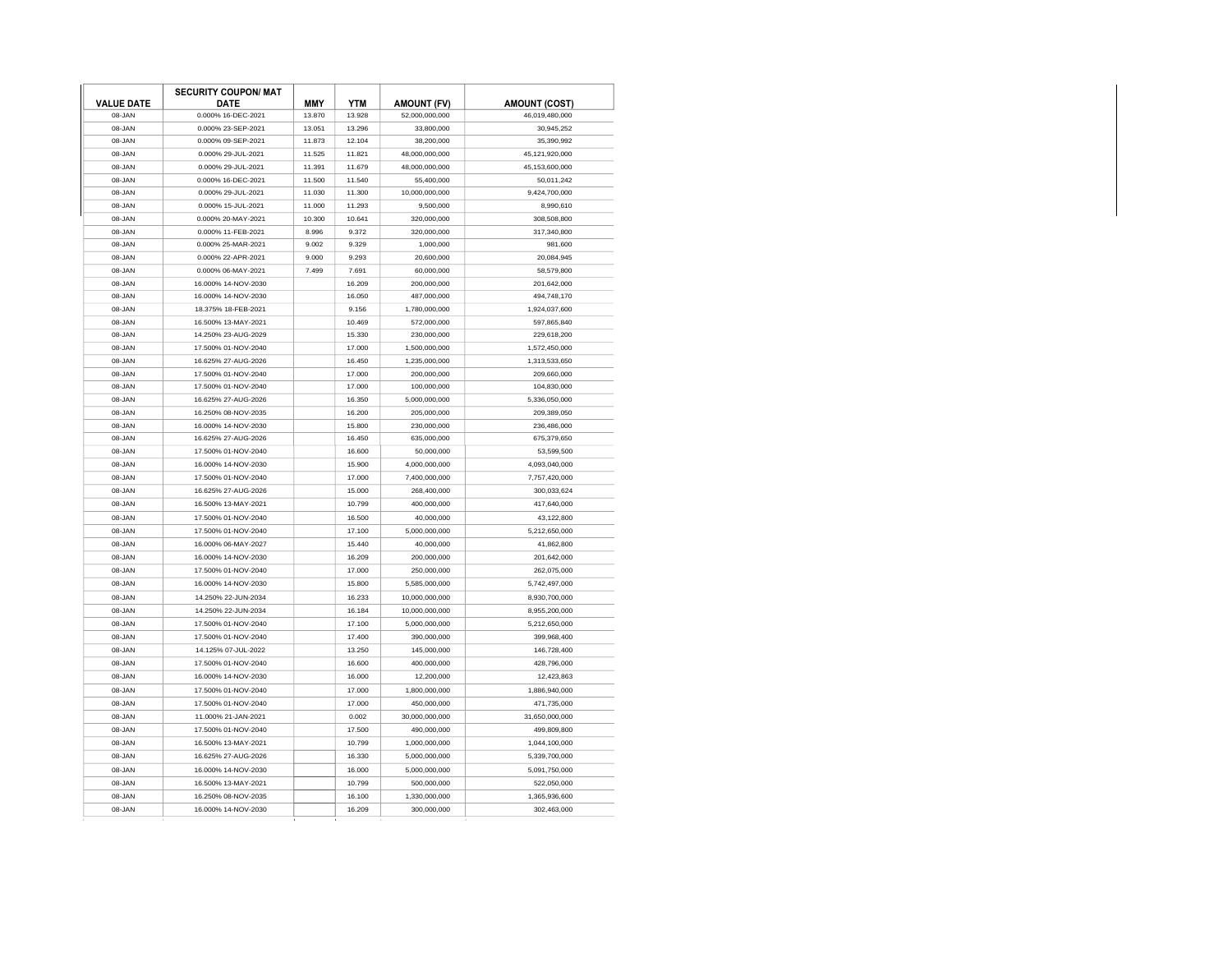| VALUE DATE | SECURITY COUPON/ MAT DATE | MMY | YTM | AMOUNT (FV) | AMOUNT (COST) |
|---|---|---|---|---|---|
| 08-JAN | 0.000% 16-DEC-2021 | 13.870 | 13.928 | 52,000,000,000 | 46,019,480,000 |
| 08-JAN | 0.000% 23-SEP-2021 | 13.051 | 13.296 | 33,800,000 | 30,945,252 |
| 08-JAN | 0.000% 09-SEP-2021 | 11.873 | 12.104 | 38,200,000 | 35,390,992 |
| 08-JAN | 0.000% 29-JUL-2021 | 11.525 | 11.821 | 48,000,000,000 | 45,121,920,000 |
| 08-JAN | 0.000% 29-JUL-2021 | 11.391 | 11.679 | 48,000,000,000 | 45,153,600,000 |
| 08-JAN | 0.000% 16-DEC-2021 | 11.500 | 11.540 | 55,400,000 | 50,011,242 |
| 08-JAN | 0.000% 29-JUL-2021 | 11.030 | 11.300 | 10,000,000,000 | 9,424,700,000 |
| 08-JAN | 0.000% 15-JUL-2021 | 11.000 | 11.293 | 9,500,000 | 8,990,610 |
| 08-JAN | 0.000% 20-MAY-2021 | 10.300 | 10.641 | 320,000,000 | 308,508,800 |
| 08-JAN | 0.000% 11-FEB-2021 | 8.996 | 9.372 | 320,000,000 | 317,340,800 |
| 08-JAN | 0.000% 25-MAR-2021 | 9.002 | 9.329 | 1,000,000 | 981,600 |
| 08-JAN | 0.000% 22-APR-2021 | 9.000 | 9.293 | 20,600,000 | 20,084,945 |
| 08-JAN | 0.000% 06-MAY-2021 | 7.499 | 7.691 | 60,000,000 | 58,579,800 |
| 08-JAN | 16.000% 14-NOV-2030 | | 16.209 | 200,000,000 | 201,642,000 |
| 08-JAN | 16.000% 14-NOV-2030 | | 16.050 | 487,000,000 | 494,748,170 |
| 08-JAN | 18.375% 18-FEB-2021 | | 9.156 | 1,780,000,000 | 1,924,037,600 |
| 08-JAN | 16.500% 13-MAY-2021 | | 10.469 | 572,000,000 | 597,865,840 |
| 08-JAN | 14.250% 23-AUG-2029 | | 15.330 | 230,000,000 | 229,618,200 |
| 08-JAN | 17.500% 01-NOV-2040 | | 17.000 | 1,500,000,000 | 1,572,450,000 |
| 08-JAN | 16.625% 27-AUG-2026 | | 16.450 | 1,235,000,000 | 1,313,533,650 |
| 08-JAN | 17.500% 01-NOV-2040 | | 17.000 | 200,000,000 | 209,660,000 |
| 08-JAN | 17.500% 01-NOV-2040 | | 17.000 | 100,000,000 | 104,830,000 |
| 08-JAN | 16.625% 27-AUG-2026 | | 16.350 | 5,000,000,000 | 5,336,050,000 |
| 08-JAN | 16.250% 08-NOV-2035 | | 16.200 | 205,000,000 | 209,389,050 |
| 08-JAN | 16.000% 14-NOV-2030 | | 15.800 | 230,000,000 | 236,486,000 |
| 08-JAN | 16.625% 27-AUG-2026 | | 16.450 | 635,000,000 | 675,379,650 |
| 08-JAN | 17.500% 01-NOV-2040 | | 16.600 | 50,000,000 | 53,599,500 |
| 08-JAN | 16.000% 14-NOV-2030 | | 15.900 | 4,000,000,000 | 4,093,040,000 |
| 08-JAN | 17.500% 01-NOV-2040 | | 17.000 | 7,400,000,000 | 7,757,420,000 |
| 08-JAN | 16.625% 27-AUG-2026 | | 15.000 | 268,400,000 | 300,033,624 |
| 08-JAN | 16.500% 13-MAY-2021 | | 10.799 | 400,000,000 | 417,640,000 |
| 08-JAN | 17.500% 01-NOV-2040 | | 16.500 | 40,000,000 | 43,122,800 |
| 08-JAN | 17.500% 01-NOV-2040 | | 17.100 | 5,000,000,000 | 5,212,650,000 |
| 08-JAN | 16.000% 06-MAY-2027 | | 15.440 | 40,000,000 | 41,862,800 |
| 08-JAN | 16.000% 14-NOV-2030 | | 16.209 | 200,000,000 | 201,642,000 |
| 08-JAN | 17.500% 01-NOV-2040 | | 17.000 | 250,000,000 | 262,075,000 |
| 08-JAN | 16.000% 14-NOV-2030 | | 15.800 | 5,585,000,000 | 5,742,497,000 |
| 08-JAN | 14.250% 22-JUN-2034 | | 16.233 | 10,000,000,000 | 8,930,700,000 |
| 08-JAN | 14.250% 22-JUN-2034 | | 16.184 | 10,000,000,000 | 8,955,200,000 |
| 08-JAN | 17.500% 01-NOV-2040 | | 17.100 | 5,000,000,000 | 5,212,650,000 |
| 08-JAN | 17.500% 01-NOV-2040 | | 17.400 | 390,000,000 | 399,968,400 |
| 08-JAN | 14.125% 07-JUL-2022 | | 13.250 | 145,000,000 | 146,728,400 |
| 08-JAN | 17.500% 01-NOV-2040 | | 16.600 | 400,000,000 | 428,796,000 |
| 08-JAN | 16.000% 14-NOV-2030 | | 16.000 | 12,200,000 | 12,423,863 |
| 08-JAN | 17.500% 01-NOV-2040 | | 17.000 | 1,800,000,000 | 1,886,940,000 |
| 08-JAN | 17.500% 01-NOV-2040 | | 17.000 | 450,000,000 | 471,735,000 |
| 08-JAN | 11.000% 21-JAN-2021 | | 0.002 | 30,000,000,000 | 31,650,000,000 |
| 08-JAN | 17.500% 01-NOV-2040 | | 17.500 | 490,000,000 | 499,809,800 |
| 08-JAN | 16.500% 13-MAY-2021 | | 10.799 | 1,000,000,000 | 1,044,100,000 |
| 08-JAN | 16.625% 27-AUG-2026 | | 16.330 | 5,000,000,000 | 5,339,700,000 |
| 08-JAN | 16.000% 14-NOV-2030 | | 16.000 | 5,000,000,000 | 5,091,750,000 |
| 08-JAN | 16.500% 13-MAY-2021 | | 10.799 | 500,000,000 | 522,050,000 |
| 08-JAN | 16.250% 08-NOV-2035 | | 16.100 | 1,330,000,000 | 1,365,936,600 |
| 08-JAN | 16.000% 14-NOV-2030 | | 16.209 | 300,000,000 | 302,463,000 |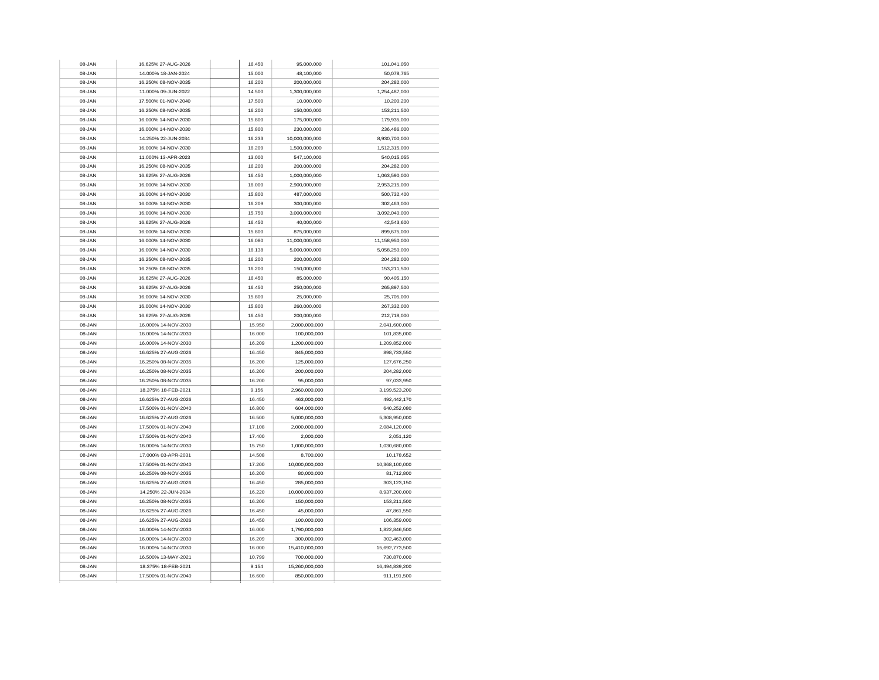| | | | | | |
|---|---|---|---|---|---|
| 08-JAN | 16.625% 27-AUG-2026 | | 16.450 | 95,000,000 | 101,041,050 |
| 08-JAN | 14.000% 18-JAN-2024 | | 15.000 | 48,100,000 | 50,078,765 |
| 08-JAN | 16.250% 08-NOV-2035 | | 16.200 | 200,000,000 | 204,282,000 |
| 08-JAN | 11.000% 09-JUN-2022 | | 14.500 | 1,300,000,000 | 1,254,487,000 |
| 08-JAN | 17.500% 01-NOV-2040 | | 17.500 | 10,000,000 | 10,200,200 |
| 08-JAN | 16.250% 08-NOV-2035 | | 16.200 | 150,000,000 | 153,211,500 |
| 08-JAN | 16.000% 14-NOV-2030 | | 15.800 | 175,000,000 | 179,935,000 |
| 08-JAN | 16.000% 14-NOV-2030 | | 15.800 | 230,000,000 | 236,486,000 |
| 08-JAN | 14.250% 22-JUN-2034 | | 16.233 | 10,000,000,000 | 8,930,700,000 |
| 08-JAN | 16.000% 14-NOV-2030 | | 16.209 | 1,500,000,000 | 1,512,315,000 |
| 08-JAN | 11.000% 13-APR-2023 | | 13.000 | 547,100,000 | 540,015,055 |
| 08-JAN | 16.250% 08-NOV-2035 | | 16.200 | 200,000,000 | 204,282,000 |
| 08-JAN | 16.625% 27-AUG-2026 | | 16.450 | 1,000,000,000 | 1,063,590,000 |
| 08-JAN | 16.000% 14-NOV-2030 | | 16.000 | 2,900,000,000 | 2,953,215,000 |
| 08-JAN | 16.000% 14-NOV-2030 | | 15.800 | 487,000,000 | 500,732,400 |
| 08-JAN | 16.000% 14-NOV-2030 | | 16.209 | 300,000,000 | 302,463,000 |
| 08-JAN | 16.000% 14-NOV-2030 | | 15.750 | 3,000,000,000 | 3,092,040,000 |
| 08-JAN | 16.625% 27-AUG-2026 | | 16.450 | 40,000,000 | 42,543,600 |
| 08-JAN | 16.000% 14-NOV-2030 | | 15.800 | 875,000,000 | 899,675,000 |
| 08-JAN | 16.000% 14-NOV-2030 | | 16.080 | 11,000,000,000 | 11,158,950,000 |
| 08-JAN | 16.000% 14-NOV-2030 | | 16.138 | 5,000,000,000 | 5,058,250,000 |
| 08-JAN | 16.250% 08-NOV-2035 | | 16.200 | 200,000,000 | 204,282,000 |
| 08-JAN | 16.250% 08-NOV-2035 | | 16.200 | 150,000,000 | 153,211,500 |
| 08-JAN | 16.625% 27-AUG-2026 | | 16.450 | 85,000,000 | 90,405,150 |
| 08-JAN | 16.625% 27-AUG-2026 | | 16.450 | 250,000,000 | 265,897,500 |
| 08-JAN | 16.000% 14-NOV-2030 | | 15.800 | 25,000,000 | 25,705,000 |
| 08-JAN | 16.000% 14-NOV-2030 | | 15.800 | 260,000,000 | 267,332,000 |
| 08-JAN | 16.625% 27-AUG-2026 | | 16.450 | 200,000,000 | 212,718,000 |
| 08-JAN | 16.000% 14-NOV-2030 | | 15.950 | 2,000,000,000 | 2,041,600,000 |
| 08-JAN | 16.000% 14-NOV-2030 | | 16.000 | 100,000,000 | 101,835,000 |
| 08-JAN | 16.000% 14-NOV-2030 | | 16.209 | 1,200,000,000 | 1,209,852,000 |
| 08-JAN | 16.625% 27-AUG-2026 | | 16.450 | 845,000,000 | 898,733,550 |
| 08-JAN | 16.250% 08-NOV-2035 | | 16.200 | 125,000,000 | 127,676,250 |
| 08-JAN | 16.250% 08-NOV-2035 | | 16.200 | 200,000,000 | 204,282,000 |
| 08-JAN | 16.250% 08-NOV-2035 | | 16.200 | 95,000,000 | 97,033,950 |
| 08-JAN | 18.375% 18-FEB-2021 | | 9.156 | 2,960,000,000 | 3,199,523,200 |
| 08-JAN | 16.625% 27-AUG-2026 | | 16.450 | 463,000,000 | 492,442,170 |
| 08-JAN | 17.500% 01-NOV-2040 | | 16.800 | 604,000,000 | 640,252,080 |
| 08-JAN | 16.625% 27-AUG-2026 | | 16.500 | 5,000,000,000 | 5,308,950,000 |
| 08-JAN | 17.500% 01-NOV-2040 | | 17.108 | 2,000,000,000 | 2,084,120,000 |
| 08-JAN | 17.500% 01-NOV-2040 | | 17.400 | 2,000,000 | 2,051,120 |
| 08-JAN | 16.000% 14-NOV-2030 | | 15.750 | 1,000,000,000 | 1,030,680,000 |
| 08-JAN | 17.000% 03-APR-2031 | | 14.508 | 8,700,000 | 10,178,652 |
| 08-JAN | 17.500% 01-NOV-2040 | | 17.200 | 10,000,000,000 | 10,368,100,000 |
| 08-JAN | 16.250% 08-NOV-2035 | | 16.200 | 80,000,000 | 81,712,800 |
| 08-JAN | 16.625% 27-AUG-2026 | | 16.450 | 285,000,000 | 303,123,150 |
| 08-JAN | 14.250% 22-JUN-2034 | | 16.220 | 10,000,000,000 | 8,937,200,000 |
| 08-JAN | 16.250% 08-NOV-2035 | | 16.200 | 150,000,000 | 153,211,500 |
| 08-JAN | 16.625% 27-AUG-2026 | | 16.450 | 45,000,000 | 47,861,550 |
| 08-JAN | 16.625% 27-AUG-2026 | | 16.450 | 100,000,000 | 106,359,000 |
| 08-JAN | 16.000% 14-NOV-2030 | | 16.000 | 1,790,000,000 | 1,822,846,500 |
| 08-JAN | 16.000% 14-NOV-2030 | | 16.209 | 300,000,000 | 302,463,000 |
| 08-JAN | 16.000% 14-NOV-2030 | | 16.000 | 15,410,000,000 | 15,692,773,500 |
| 08-JAN | 16.500% 13-MAY-2021 | | 10.799 | 700,000,000 | 730,870,000 |
| 08-JAN | 18.375% 18-FEB-2021 | | 9.154 | 15,260,000,000 | 16,494,839,200 |
| 08-JAN | 17.500% 01-NOV-2040 | | 16.600 | 850,000,000 | 911,191,500 |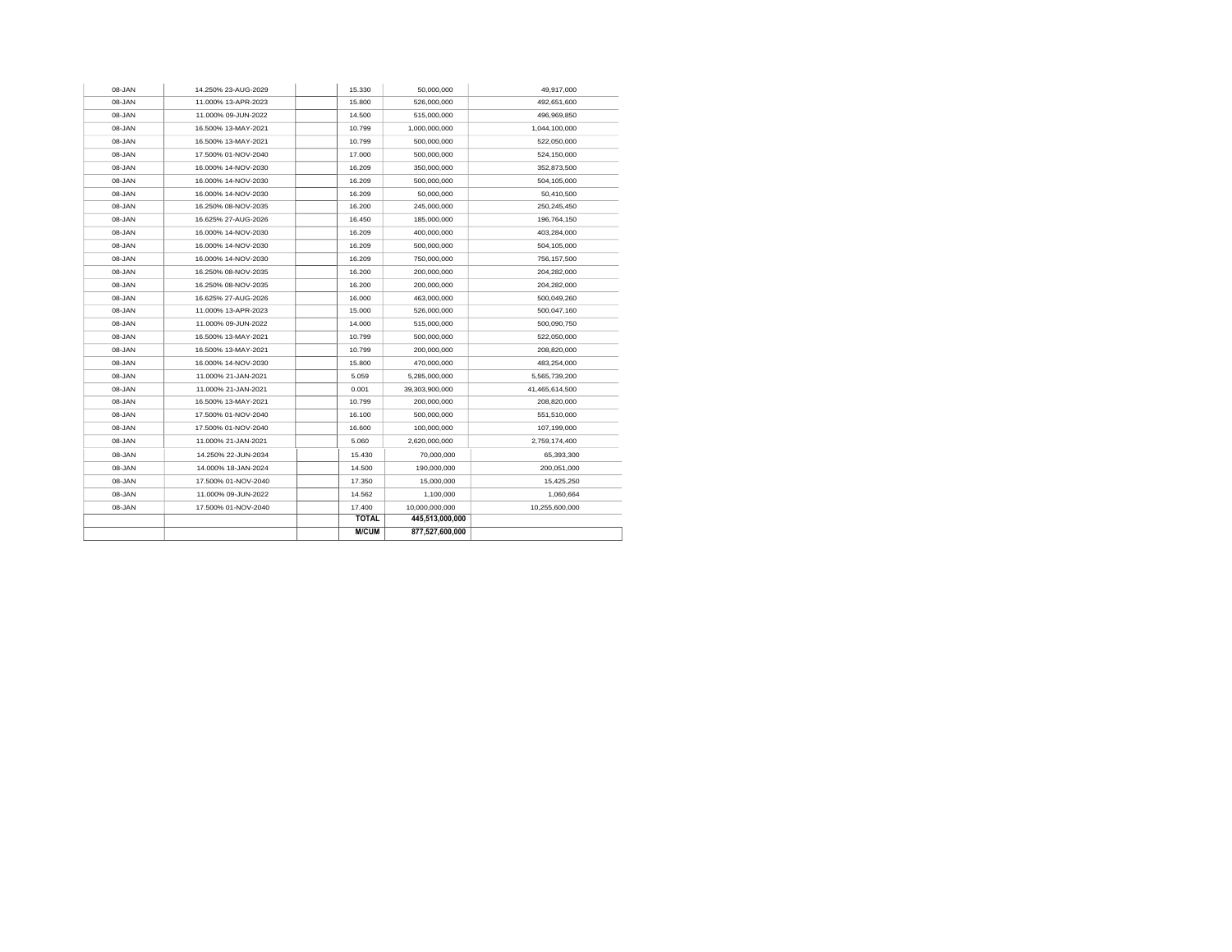| | | | | | |
|---|---|---|---|---|---|
| 08-JAN | 14.250% 23-AUG-2029 | | 15.330 | 50,000,000 | 49,917,000 |
| 08-JAN | 11.000% 13-APR-2023 | | 15.800 | 526,000,000 | 492,651,600 |
| 08-JAN | 11.000% 09-JUN-2022 | | 14.500 | 515,000,000 | 496,969,850 |
| 08-JAN | 16.500% 13-MAY-2021 | | 10.799 | 1,000,000,000 | 1,044,100,000 |
| 08-JAN | 16.500% 13-MAY-2021 | | 10.799 | 500,000,000 | 522,050,000 |
| 08-JAN | 17.500% 01-NOV-2040 | | 17.000 | 500,000,000 | 524,150,000 |
| 08-JAN | 16.000% 14-NOV-2030 | | 16.209 | 350,000,000 | 352,873,500 |
| 08-JAN | 16.000% 14-NOV-2030 | | 16.209 | 500,000,000 | 504,105,000 |
| 08-JAN | 16.000% 14-NOV-2030 | | 16.209 | 50,000,000 | 50,410,500 |
| 08-JAN | 16.250% 08-NOV-2035 | | 16.200 | 245,000,000 | 250,245,450 |
| 08-JAN | 16.625% 27-AUG-2026 | | 16.450 | 185,000,000 | 196,764,150 |
| 08-JAN | 16.000% 14-NOV-2030 | | 16.209 | 400,000,000 | 403,284,000 |
| 08-JAN | 16.000% 14-NOV-2030 | | 16.209 | 500,000,000 | 504,105,000 |
| 08-JAN | 16.000% 14-NOV-2030 | | 16.209 | 750,000,000 | 756,157,500 |
| 08-JAN | 16.250% 08-NOV-2035 | | 16.200 | 200,000,000 | 204,282,000 |
| 08-JAN | 16.250% 08-NOV-2035 | | 16.200 | 200,000,000 | 204,282,000 |
| 08-JAN | 16.625% 27-AUG-2026 | | 16.000 | 463,000,000 | 500,049,260 |
| 08-JAN | 11.000% 13-APR-2023 | | 15.000 | 526,000,000 | 500,047,160 |
| 08-JAN | 11.000% 09-JUN-2022 | | 14.000 | 515,000,000 | 500,090,750 |
| 08-JAN | 16.500% 13-MAY-2021 | | 10.799 | 500,000,000 | 522,050,000 |
| 08-JAN | 16.500% 13-MAY-2021 | | 10.799 | 200,000,000 | 208,820,000 |
| 08-JAN | 16.000% 14-NOV-2030 | | 15.800 | 470,000,000 | 483,254,000 |
| 08-JAN | 11.000% 21-JAN-2021 | | 5.059 | 5,285,000,000 | 5,565,739,200 |
| 08-JAN | 11.000% 21-JAN-2021 | | 0.001 | 39,303,900,000 | 41,465,614,500 |
| 08-JAN | 16.500% 13-MAY-2021 | | 10.799 | 200,000,000 | 208,820,000 |
| 08-JAN | 17.500% 01-NOV-2040 | | 16.100 | 500,000,000 | 551,510,000 |
| 08-JAN | 17.500% 01-NOV-2040 | | 16.600 | 100,000,000 | 107,199,000 |
| 08-JAN | 11.000% 21-JAN-2021 | | 5.060 | 2,620,000,000 | 2,759,174,400 |
| 08-JAN | 14.250% 22-JUN-2034 | | 15.430 | 70,000,000 | 65,393,300 |
| 08-JAN | 14.000% 18-JAN-2024 | | 14.500 | 190,000,000 | 200,051,000 |
| 08-JAN | 17.500% 01-NOV-2040 | | 17.350 | 15,000,000 | 15,425,250 |
| 08-JAN | 11.000% 09-JUN-2022 | | 14.562 | 1,100,000 | 1,060,664 |
| 08-JAN | 17.500% 01-NOV-2040 | | 17.400 | 10,000,000,000 | 10,255,600,000 |
| | | | **TOTAL** | **445,513,000,000** | |
| | | | **M/CUM** | **877,527,600,000** | |